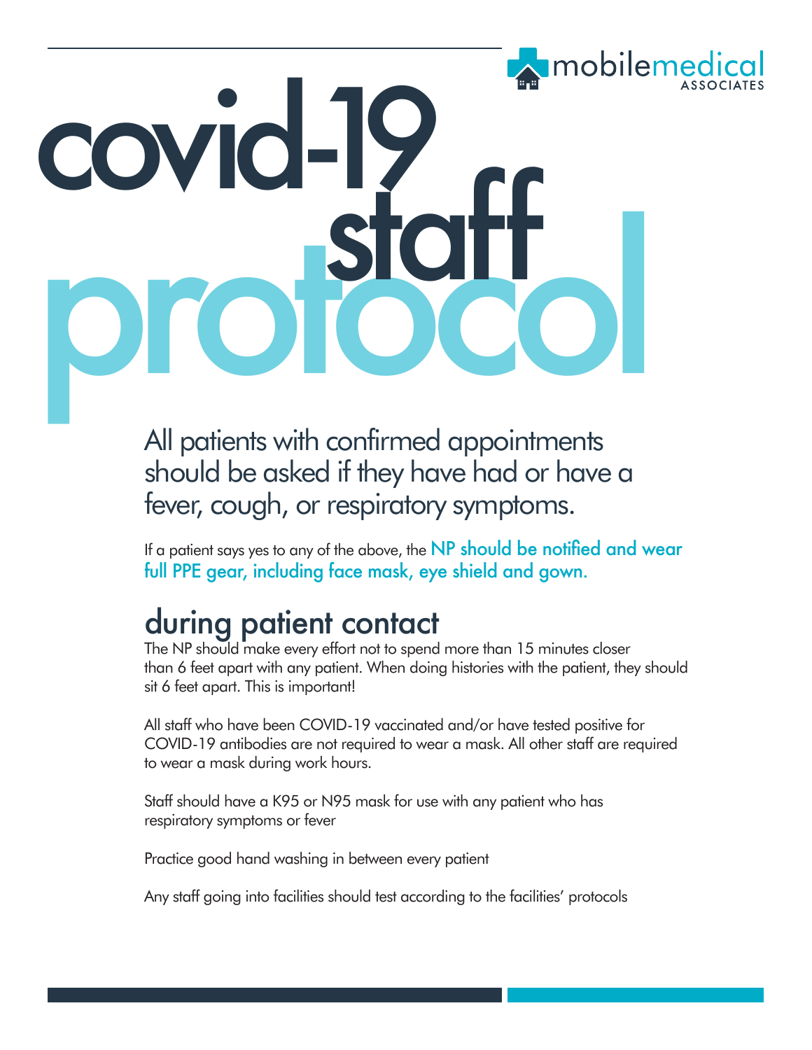mobilemedical ASSOCIATES

# covid-19 staff protocol

All patients with confirmed appointments should be asked if they have had or have a fever, cough, or respiratory symptoms.

If a patient says yes to any of the above, the **NP should be notified and wear full PPE gear, including face mask, eye shield and gown.**

## during patient contact

The NP should make every effort not to spend more than 15 minutes closer than 6 feet apart with any patient. When doing histories with the patient, they should sit 6 feet apart. This is important!

All staff who have been COVID-19 vaccinated and/or have tested positive for COVID-19 antibodies are not required to wear a mask. All other staff are required to wear a mask during work hours.

Staff should have a K95 or N95 mask for use with any patient who has respiratory symptoms or fever

Practice good hand washing in between every patient

Any staff going into facilities should test according to the facilities' protocols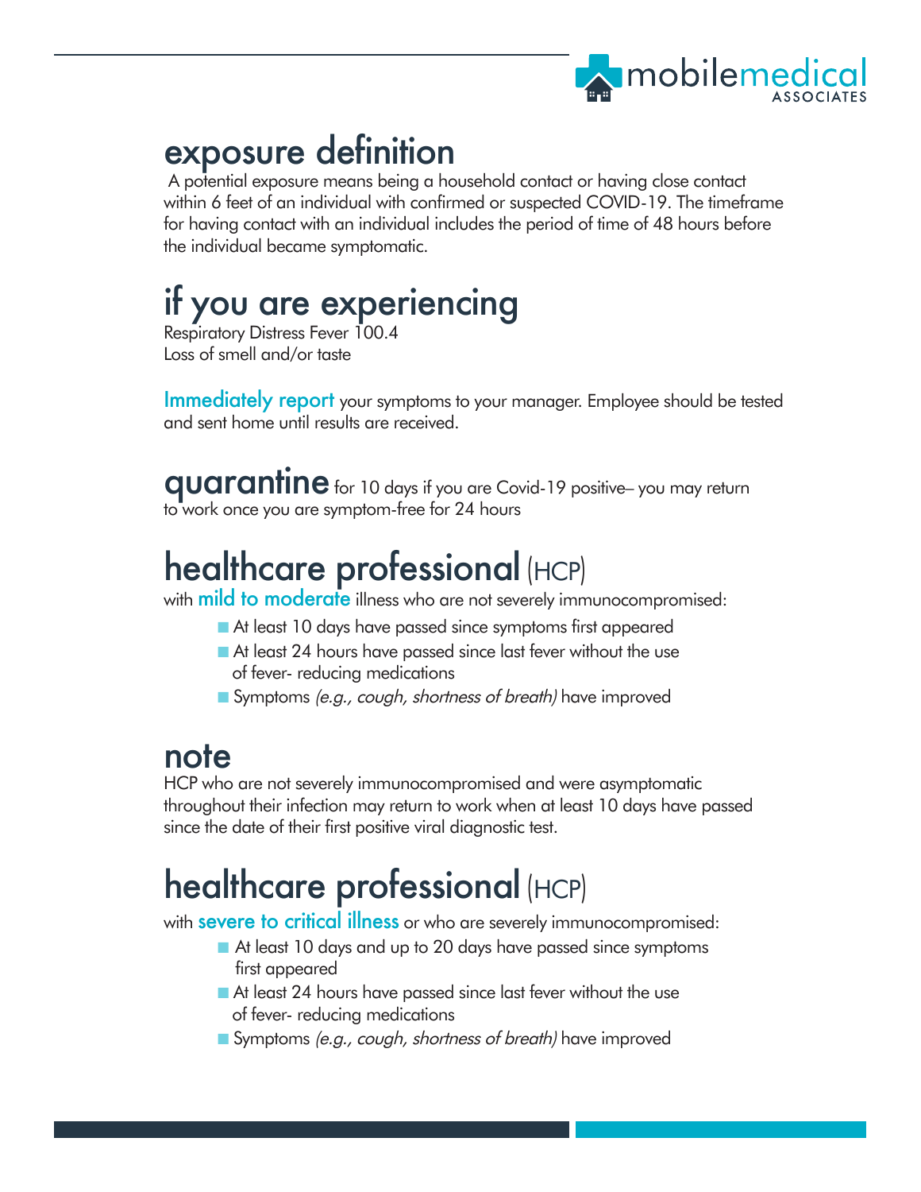# exposure definition

A potential exposure means being a household contact or having close contact within 6 feet of an individual with confirmed or suspected COVID-19. The timeframe for having contact with an individual includes the period of time of 48 hours before the individual became symptomatic.

# if you are experiencing

Respiratory Distress Fever 100.4
Loss of smell and/or taste

**Immediately report** your symptoms to your manager. Employee should be tested and sent home until results are received.

**quarantine** for 10 days if you are Covid-19 positive– you may return to work once you are symptom-free for 24 hours

# healthcare professional (HCP)

with **mild to moderate** illness who are not severely immunocompromised:

- At least 10 days have passed since symptoms first appeared
- At least 24 hours have passed since last fever without the use of fever- reducing medications
- Symptoms *(e.g., cough, shortness of breath)* have improved

## note

HCP who are not severely immunocompromised and were asymptomatic throughout their infection may return to work when at least 10 days have passed since the date of their first positive viral diagnostic test.

# healthcare professional (HCP)

with **severe to critical illness** or who are severely immunocompromised:

- At least 10 days and up to 20 days have passed since symptoms first appeared
- At least 24 hours have passed since last fever without the use of fever- reducing medications
- Symptoms *(e.g., cough, shortness of breath)* have improved